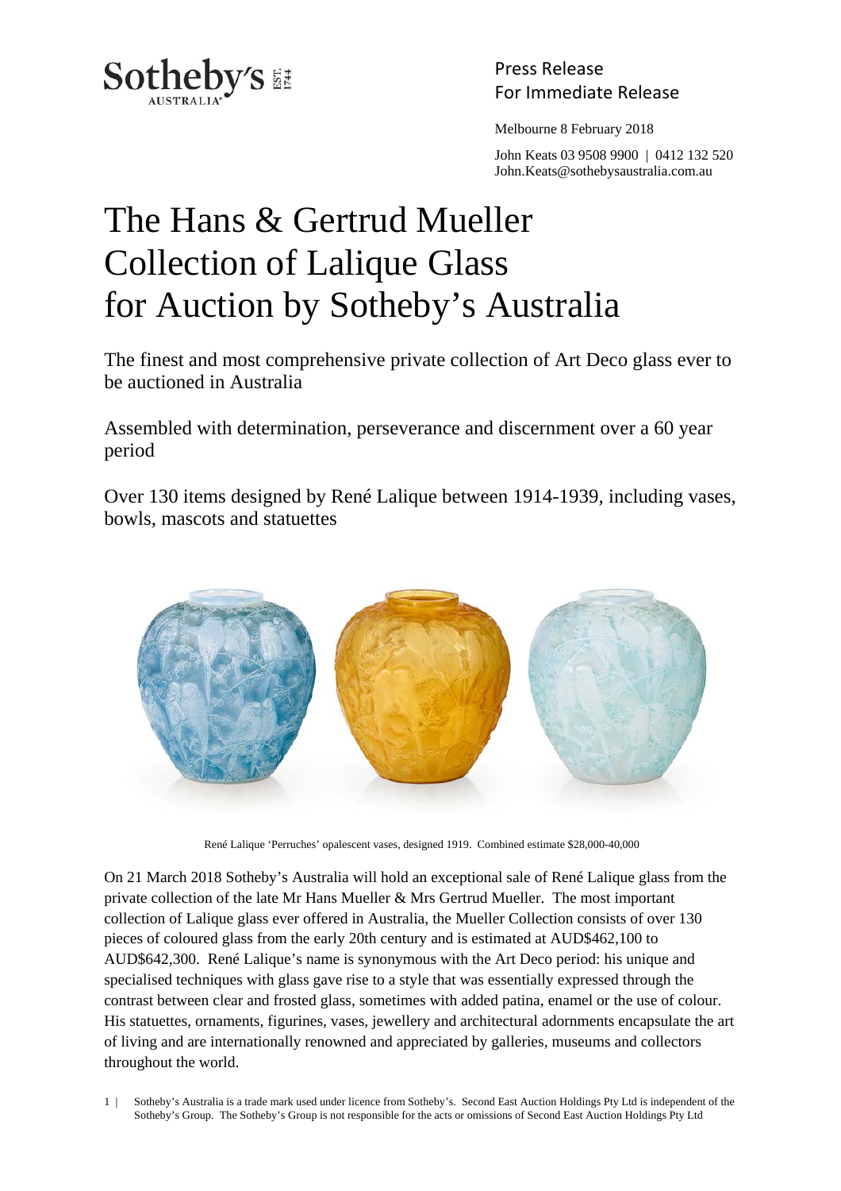Press Release
For Immediate Release

Melbourne 8 February 2018

John Keats 03 9508 9900 | 0412 132 520
John.Keats@sothebysaustralia.com.au

# The Hans & Gertrud Mueller Collection of Lalique Glass for Auction by Sotheby's Australia

The finest and most comprehensive private collection of Art Deco glass ever to be auctioned in Australia

Assembled with determination, perseverance and discernment over a 60 year period

Over 130 items designed by René Lalique between 1914-1939, including vases, bowls, mascots and statuettes

René Lalique 'Perruches' opalescent vases, designed 1919. Combined estimate $28,000-40,000

On 21 March 2018 Sotheby's Australia will hold an exceptional sale of René Lalique glass from the private collection of the late Mr Hans Mueller & Mrs Gertrud Mueller. The most important collection of Lalique glass ever offered in Australia, the Mueller Collection consists of over 130 pieces of coloured glass from the early 20th century and is estimated at AUD$462,100 to AUD$642,300. René Lalique's name is synonymous with the Art Deco period: his unique and specialised techniques with glass gave rise to a style that was essentially expressed through the contrast between clear and frosted glass, sometimes with added patina, enamel or the use of colour. His statuettes, ornaments, figurines, vases, jewellery and architectural adornments encapsulate the art of living and are internationally renowned and appreciated by galleries, museums and collectors throughout the world.

Sotheby's Australia is a trade mark used under licence from Sotheby's. Second East Auction Holdings Pty Ltd is independent of the Sotheby's Group. The Sotheby's Group is not responsible for the acts or omissions of Second East Auction Holdings Pty Ltd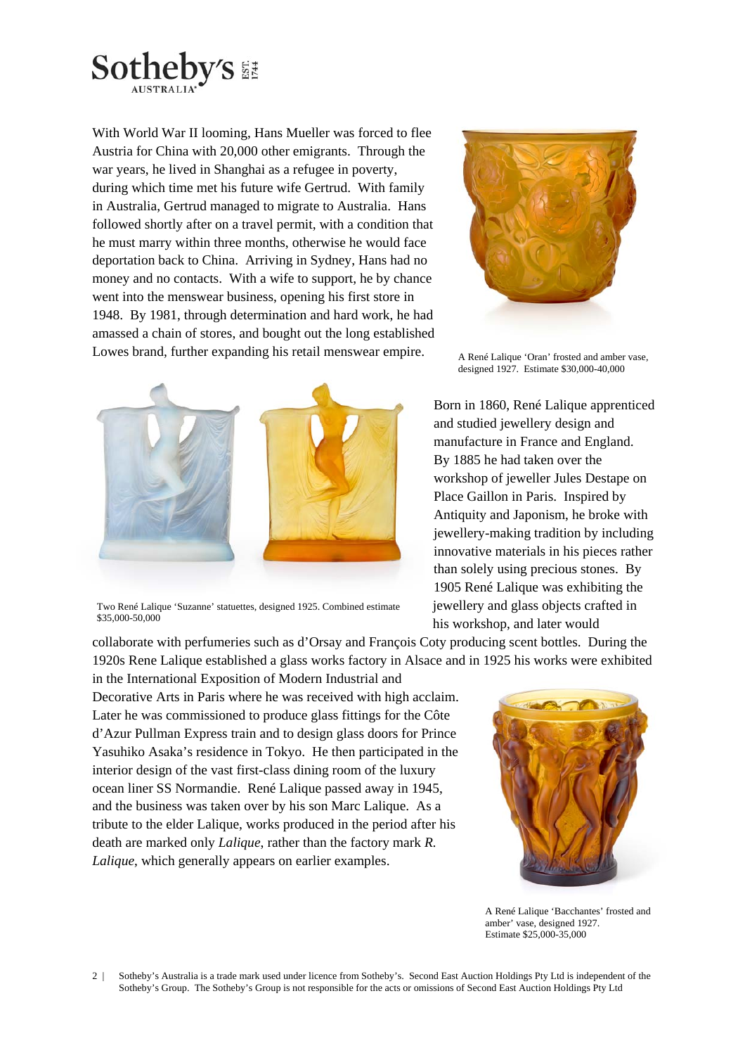With World War II looming, Hans Mueller was forced to flee Austria for China with 20,000 other emigrants. Through the war years, he lived in Shanghai as a refugee in poverty, during which time met his future wife Gertrud. With family in Australia, Gertrud managed to migrate to Australia. Hans followed shortly after on a travel permit, with a condition that he must marry within three months, otherwise he would face deportation back to China. Arriving in Sydney, Hans had no money and no contacts. With a wife to support, he by chance went into the menswear business, opening his first store in 1948. By 1981, through determination and hard work, he had amassed a chain of stores, and bought out the long established Lowes brand, further expanding his retail menswear empire.

A René Lalique 'Oran' frosted and amber vase, designed 1927. Estimate $30,000-40,000

Two René Lalique 'Suzanne' statuettes, designed 1925. Combined estimate $35,000-50,000

Born in 1860, René Lalique apprenticed and studied jewellery design and manufacture in France and England. By 1885 he had taken over the workshop of jeweller Jules Destape on Place Gaillon in Paris. Inspired by Antiquity and Japonism, he broke with jewellery-making tradition by including innovative materials in his pieces rather than solely using precious stones. By 1905 René Lalique was exhibiting the jewellery and glass objects crafted in his workshop, and later would collaborate with perfumeries such as d'Orsay and François Coty producing scent bottles. During the 1920s Rene Lalique established a glass works factory in Alsace and in 1925 his works were exhibited in the International Exposition of Modern Industrial and Decorative Arts in Paris where he was received with high acclaim. Later he was commissioned to produce glass fittings for the Côte d'Azur Pullman Express train and to design glass doors for Prince Yasuhiko Asaka's residence in Tokyo. He then participated in the interior design of the vast first-class dining room of the luxury ocean liner SS Normandie. René Lalique passed away in 1945, and the business was taken over by his son Marc Lalique. As a tribute to the elder Lalique, works produced in the period after his death are marked only *Lalique*, rather than the factory mark *R. Lalique*, which generally appears on earlier examples.

A René Lalique 'Bacchantes' frosted and amber' vase, designed 1927. Estimate $25,000-35,000

Sotheby's Australia is a trade mark used under licence from Sotheby's. Second East Auction Holdings Pty Ltd is independent of the Sotheby's Group. The Sotheby's Group is not responsible for the acts or omissions of Second East Auction Holdings Pty Ltd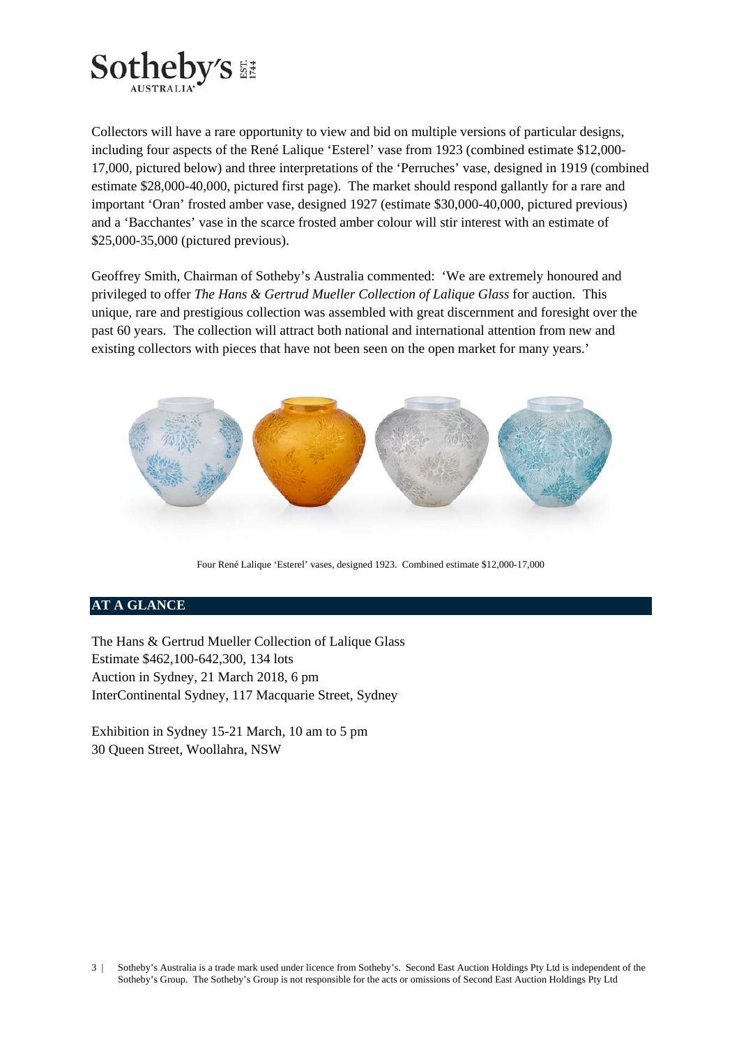Collectors will have a rare opportunity to view and bid on multiple versions of particular designs, including four aspects of the René Lalique 'Esterel' vase from 1923 (combined estimate $12,000-17,000, pictured below) and three interpretations of the 'Perruches' vase, designed in 1919 (combined estimate $28,000-40,000, pictured first page). The market should respond gallantly for a rare and important 'Oran' frosted amber vase, designed 1927 (estimate $30,000-40,000, pictured previous) and a 'Bacchantes' vase in the scarce frosted amber colour will stir interest with an estimate of $25,000-35,000 (pictured previous).

Geoffrey Smith, Chairman of Sotheby's Australia commented: 'We are extremely honoured and privileged to offer *The Hans & Gertrud Mueller Collection of Lalique Glass* for auction. This unique, rare and prestigious collection was assembled with great discernment and foresight over the past 60 years. The collection will attract both national and international attention from new and existing collectors with pieces that have not been seen on the open market for many years.'

Four René Lalique 'Esterel' vases, designed 1923. Combined estimate $12,000-17,000

## AT A GLANCE

The Hans & Gertrud Mueller Collection of Lalique Glass
Estimate $462,100-642,300, 134 lots
Auction in Sydney, 21 March 2018, 6 pm
InterContinental Sydney, 117 Macquarie Street, Sydney

Exhibition in Sydney 15-21 March, 10 am to 5 pm
30 Queen Street, Woollahra, NSW

Sotheby's Australia is a trade mark used under licence from Sotheby's. Second East Auction Holdings Pty Ltd is independent of the Sotheby's Group. The Sotheby's Group is not responsible for the acts or omissions of Second East Auction Holdings Pty Ltd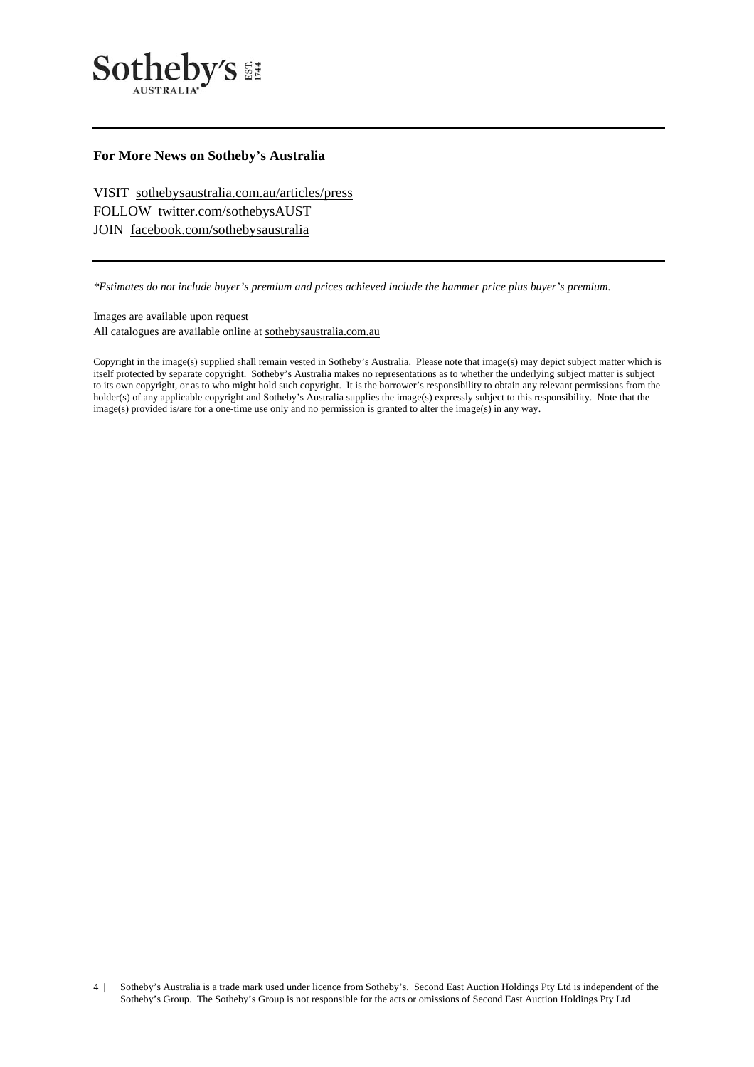## For More News on Sotheby's Australia

VISIT sothebysaustralia.com.au/articles/press
FOLLOW twitter.com/sothebysAUST
JOIN facebook.com/sothebysaustralia

*\*Estimates do not include buyer's premium and prices achieved include the hammer price plus buyer's premium.*

Images are available upon request
All catalogues are available online at sothebysaustralia.com.au

Copyright in the image(s) supplied shall remain vested in Sotheby's Australia. Please note that image(s) may depict subject matter which is itself protected by separate copyright. Sotheby's Australia makes no representations as to whether the underlying subject matter is subject to its own copyright, or as to who might hold such copyright. It is the borrower's responsibility to obtain any relevant permissions from the holder(s) of any applicable copyright and Sotheby's Australia supplies the image(s) expressly subject to this responsibility. Note that the image(s) provided is/are for a one-time use only and no permission is granted to alter the image(s) in any way.

Sotheby's Australia is a trade mark used under licence from Sotheby's. Second East Auction Holdings Pty Ltd is independent of the Sotheby's Group. The Sotheby's Group is not responsible for the acts or omissions of Second East Auction Holdings Pty Ltd